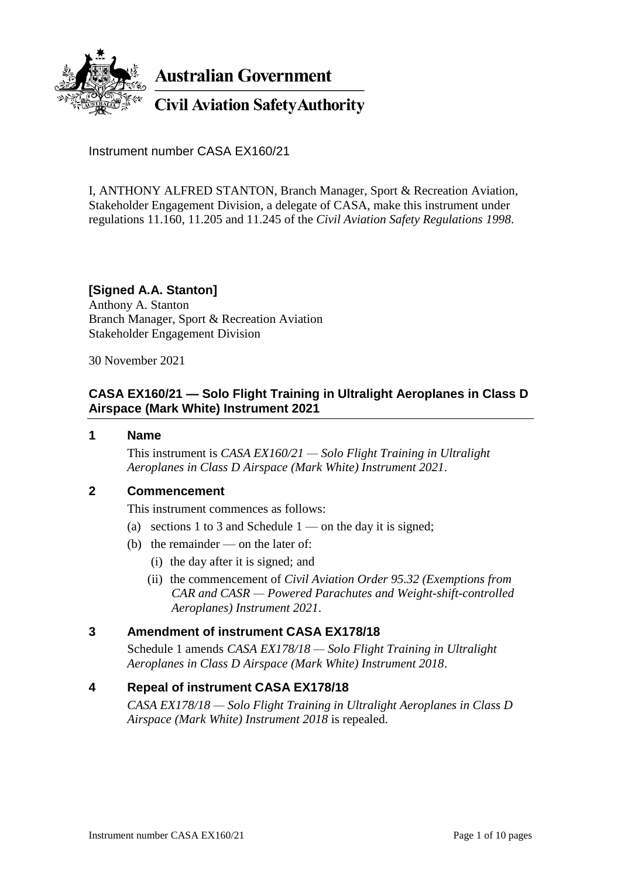**Australian Government**

**Civil Aviation Safety Authority**

Instrument number CASA EX160/21

I, ANTHONY ALFRED STANTON, Branch Manager, Sport & Recreation Aviation, Stakeholder Engagement Division, a delegate of CASA, make this instrument under regulations 11.160, 11.205 and 11.245 of the *Civil Aviation Safety Regulations 1998*.

**[Signed A.A. Stanton]**
Anthony A. Stanton
Branch Manager, Sport & Recreation Aviation
Stakeholder Engagement Division

30 November 2021

## CASA EX160/21 — Solo Flight Training in Ultralight Aeroplanes in Class D Airspace (Mark White) Instrument 2021

### 1 Name

This instrument is *CASA EX160/21 — Solo Flight Training in Ultralight Aeroplanes in Class D Airspace (Mark White) Instrument 2021*.

### 2 Commencement

This instrument commences as follows:

(a) sections 1 to 3 and Schedule 1 — on the day it is signed;

(b) the remainder — on the later of:

(i) the day after it is signed; and

(ii) the commencement of *Civil Aviation Order 95.32 (Exemptions from CAR and CASR — Powered Parachutes and Weight-shift-controlled Aeroplanes) Instrument 2021*.

### 3 Amendment of instrument CASA EX178/18

Schedule 1 amends *CASA EX178/18 — Solo Flight Training in Ultralight Aeroplanes in Class D Airspace (Mark White) Instrument 2018*.

### 4 Repeal of instrument CASA EX178/18

*CASA EX178/18 — Solo Flight Training in Ultralight Aeroplanes in Class D Airspace (Mark White) Instrument 2018* is repealed.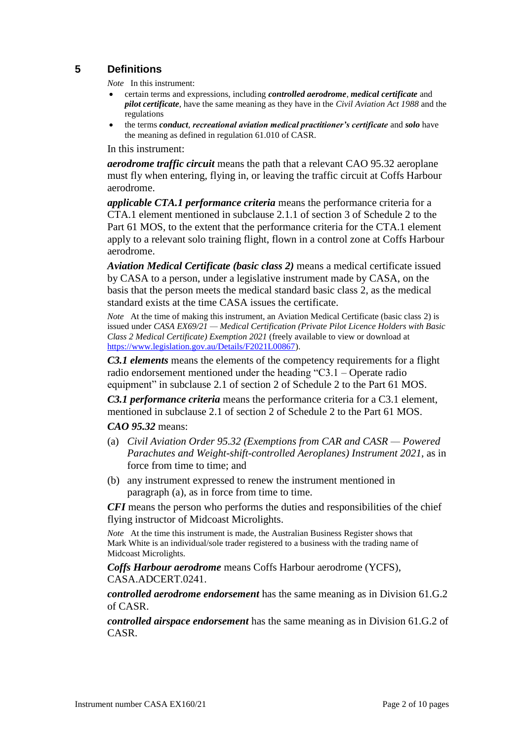## 5 Definitions

*Note* In this instrument:

- certain terms and expressions, including ***controlled aerodrome***, ***medical certificate*** and ***pilot certificate***, have the same meaning as they have in the *Civil Aviation Act 1988* and the regulations
- the terms ***conduct***, ***recreational aviation medical practitioner's certificate*** and ***solo*** have the meaning as defined in regulation 61.010 of CASR.

In this instrument:

***aerodrome traffic circuit*** means the path that a relevant CAO 95.32 aeroplane must fly when entering, flying in, or leaving the traffic circuit at Coffs Harbour aerodrome.

***applicable CTA.1 performance criteria*** means the performance criteria for a CTA.1 element mentioned in subclause 2.1.1 of section 3 of Schedule 2 to the Part 61 MOS, to the extent that the performance criteria for the CTA.1 element apply to a relevant solo training flight, flown in a control zone at Coffs Harbour aerodrome.

***Aviation Medical Certificate (basic class 2)*** means a medical certificate issued by CASA to a person, under a legislative instrument made by CASA, on the basis that the person meets the medical standard basic class 2, as the medical standard exists at the time CASA issues the certificate.

*Note* At the time of making this instrument, an Aviation Medical Certificate (basic class 2) is issued under *CASA EX69/21 — Medical Certification (Private Pilot Licence Holders with Basic Class 2 Medical Certificate) Exemption 2021* (freely available to view or download at https://www.legislation.gov.au/Details/F2021L00867).

***C3.1 elements*** means the elements of the competency requirements for a flight radio endorsement mentioned under the heading "C3.1 – Operate radio equipment" in subclause 2.1 of section 2 of Schedule 2 to the Part 61 MOS.

***C3.1 performance criteria*** means the performance criteria for a C3.1 element, mentioned in subclause 2.1 of section 2 of Schedule 2 to the Part 61 MOS.

***CAO 95.32*** means:

(a) *Civil Aviation Order 95.32 (Exemptions from CAR and CASR — Powered Parachutes and Weight-shift-controlled Aeroplanes) Instrument 2021*, as in force from time to time; and

(b) any instrument expressed to renew the instrument mentioned in paragraph (a), as in force from time to time.

***CFI*** means the person who performs the duties and responsibilities of the chief flying instructor of Midcoast Microlights.

*Note* At the time this instrument is made, the Australian Business Register shows that Mark White is an individual/sole trader registered to a business with the trading name of Midcoast Microlights.

***Coffs Harbour aerodrome*** means Coffs Harbour aerodrome (YCFS), CASA.ADCERT.0241.

***controlled aerodrome endorsement*** has the same meaning as in Division 61.G.2 of CASR.

***controlled airspace endorsement*** has the same meaning as in Division 61.G.2 of CASR.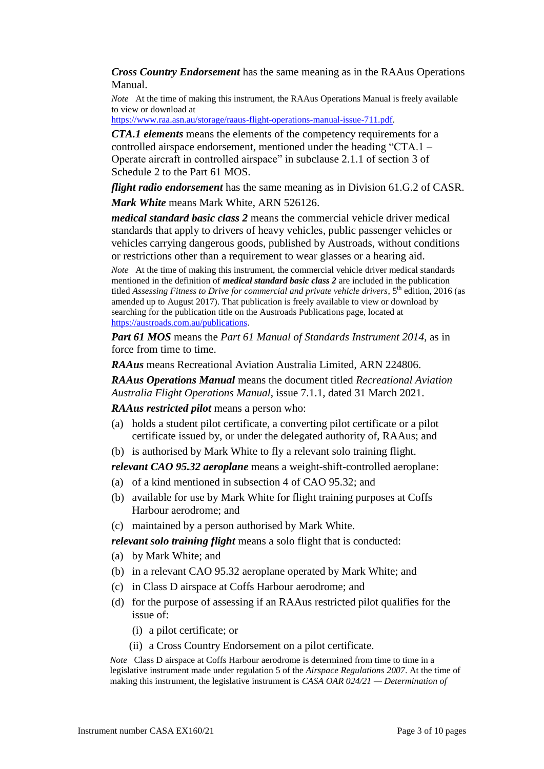***Cross Country Endorsement*** has the same meaning as in the RAAus Operations Manual.

*Note* At the time of making this instrument, the RAAus Operations Manual is freely available to view or download at https://www.raa.asn.au/storage/raaus-flight-operations-manual-issue-711.pdf.

***CTA.1 elements*** means the elements of the competency requirements for a controlled airspace endorsement, mentioned under the heading "CTA.1 – Operate aircraft in controlled airspace" in subclause 2.1.1 of section 3 of Schedule 2 to the Part 61 MOS.

***flight radio endorsement*** has the same meaning as in Division 61.G.2 of CASR.

***Mark White*** means Mark White, ARN 526126.

***medical standard basic class 2*** means the commercial vehicle driver medical standards that apply to drivers of heavy vehicles, public passenger vehicles or vehicles carrying dangerous goods, published by Austroads, without conditions or restrictions other than a requirement to wear glasses or a hearing aid.

*Note* At the time of making this instrument, the commercial vehicle driver medical standards mentioned in the definition of ***medical standard basic class 2*** are included in the publication titled *Assessing Fitness to Drive for commercial and private vehicle drivers*, 5th edition, 2016 (as amended up to August 2017). That publication is freely available to view or download by searching for the publication title on the Austroads Publications page, located at https://austroads.com.au/publications.

***Part 61 MOS*** means the *Part 61 Manual of Standards Instrument 2014*, as in force from time to time.

***RAAus*** means Recreational Aviation Australia Limited, ARN 224806.

***RAAus Operations Manual*** means the document titled *Recreational Aviation Australia Flight Operations Manual*, issue 7.1.1, dated 31 March 2021.

***RAAus restricted pilot*** means a person who:

(a) holds a student pilot certificate, a converting pilot certificate or a pilot certificate issued by, or under the delegated authority of, RAAus; and

(b) is authorised by Mark White to fly a relevant solo training flight.

***relevant CAO 95.32 aeroplane*** means a weight-shift-controlled aeroplane:

(a) of a kind mentioned in subsection 4 of CAO 95.32; and

(b) available for use by Mark White for flight training purposes at Coffs Harbour aerodrome; and

(c) maintained by a person authorised by Mark White.

***relevant solo training flight*** means a solo flight that is conducted:

(a) by Mark White; and

(b) in a relevant CAO 95.32 aeroplane operated by Mark White; and

(c) in Class D airspace at Coffs Harbour aerodrome; and

(d) for the purpose of assessing if an RAAus restricted pilot qualifies for the issue of:

  (i) a pilot certificate; or

  (ii) a Cross Country Endorsement on a pilot certificate.

*Note* Class D airspace at Coffs Harbour aerodrome is determined from time to time in a legislative instrument made under regulation 5 of the *Airspace Regulations 2007*. At the time of making this instrument, the legislative instrument is *CASA OAR 024/21 — Determination of*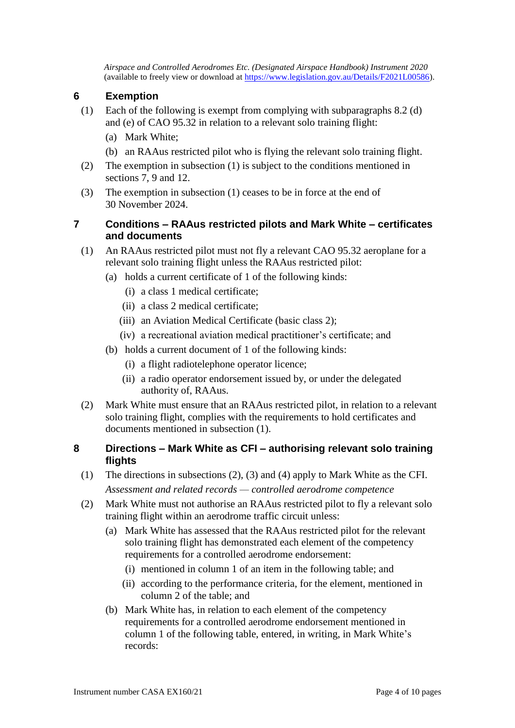*Airspace and Controlled Aerodromes Etc. (Designated Airspace Handbook) Instrument 2020* (available to freely view or download at https://www.legislation.gov.au/Details/F2021L00586).

## 6 Exemption

(1) Each of the following is exempt from complying with subparagraphs 8.2 (d) and (e) of CAO 95.32 in relation to a relevant solo training flight:

(a) Mark White;

(b) an RAAus restricted pilot who is flying the relevant solo training flight.

(2) The exemption in subsection (1) is subject to the conditions mentioned in sections 7, 9 and 12.

(3) The exemption in subsection (1) ceases to be in force at the end of 30 November 2024.

## 7 Conditions – RAAus restricted pilots and Mark White – certificates and documents

(1) An RAAus restricted pilot must not fly a relevant CAO 95.32 aeroplane for a relevant solo training flight unless the RAAus restricted pilot:

(a) holds a current certificate of 1 of the following kinds:

(i) a class 1 medical certificate;

(ii) a class 2 medical certificate;

(iii) an Aviation Medical Certificate (basic class 2);

(iv) a recreational aviation medical practitioner's certificate; and

(b) holds a current document of 1 of the following kinds:

(i) a flight radiotelephone operator licence;

(ii) a radio operator endorsement issued by, or under the delegated authority of, RAAus.

(2) Mark White must ensure that an RAAus restricted pilot, in relation to a relevant solo training flight, complies with the requirements to hold certificates and documents mentioned in subsection (1).

## 8 Directions – Mark White as CFI – authorising relevant solo training flights

(1) The directions in subsections (2), (3) and (4) apply to Mark White as the CFI.

*Assessment and related records — controlled aerodrome competence*

(2) Mark White must not authorise an RAAus restricted pilot to fly a relevant solo training flight within an aerodrome traffic circuit unless:

(a) Mark White has assessed that the RAAus restricted pilot for the relevant solo training flight has demonstrated each element of the competency requirements for a controlled aerodrome endorsement:

(i) mentioned in column 1 of an item in the following table; and

(ii) according to the performance criteria, for the element, mentioned in column 2 of the table; and

(b) Mark White has, in relation to each element of the competency requirements for a controlled aerodrome endorsement mentioned in column 1 of the following table, entered, in writing, in Mark White's records: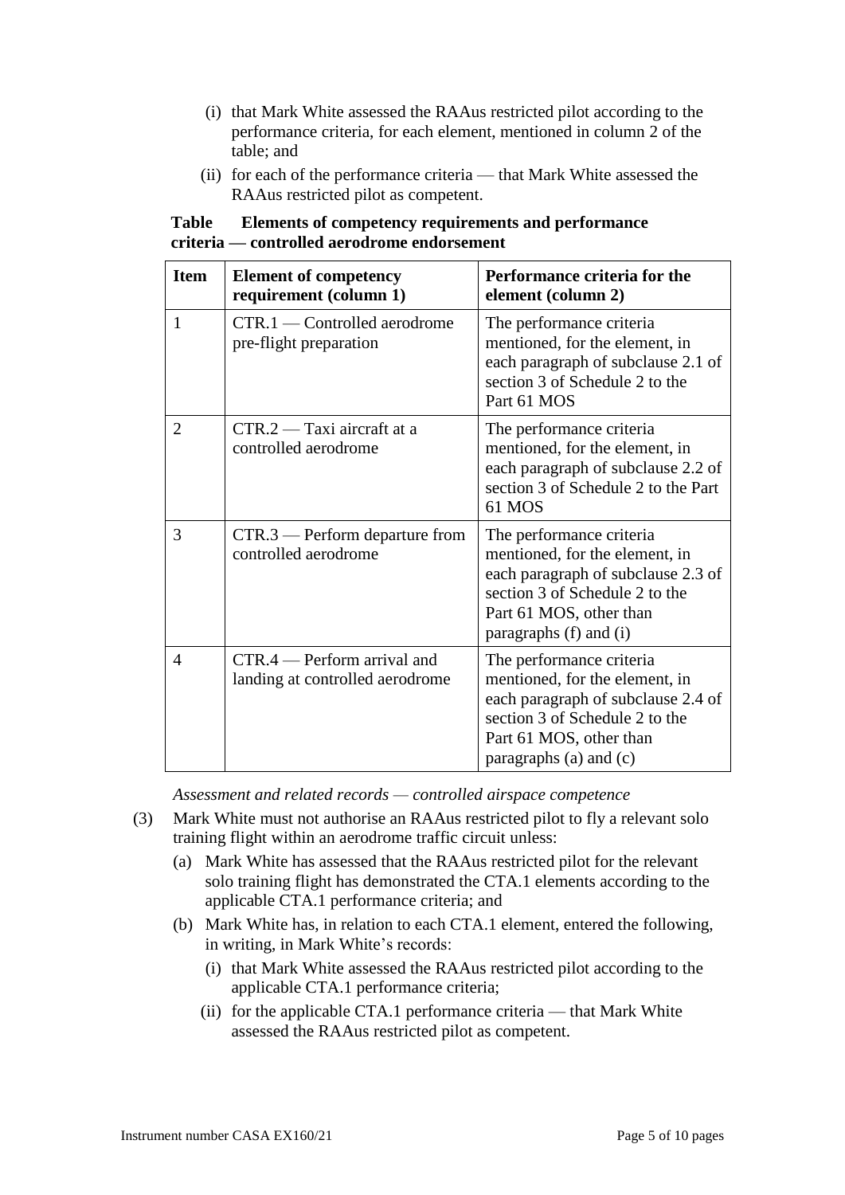(i) that Mark White assessed the RAAus restricted pilot according to the performance criteria, for each element, mentioned in column 2 of the table; and

(ii) for each of the performance criteria — that Mark White assessed the RAAus restricted pilot as competent.

**Table Elements of competency requirements and performance criteria — controlled aerodrome endorsement**

| Item | Element of competency requirement (column 1) | Performance criteria for the element (column 2) |
|---|---|---|
| 1 | CTR.1 — Controlled aerodrome pre-flight preparation | The performance criteria mentioned, for the element, in each paragraph of subclause 2.1 of section 3 of Schedule 2 to the Part 61 MOS |
| 2 | CTR.2 — Taxi aircraft at a controlled aerodrome | The performance criteria mentioned, for the element, in each paragraph of subclause 2.2 of section 3 of Schedule 2 to the Part 61 MOS |
| 3 | CTR.3 — Perform departure from controlled aerodrome | The performance criteria mentioned, for the element, in each paragraph of subclause 2.3 of section 3 of Schedule 2 to the Part 61 MOS, other than paragraphs (f) and (i) |
| 4 | CTR.4 — Perform arrival and landing at controlled aerodrome | The performance criteria mentioned, for the element, in each paragraph of subclause 2.4 of section 3 of Schedule 2 to the Part 61 MOS, other than paragraphs (a) and (c) |

*Assessment and related records — controlled airspace competence*

(3) Mark White must not authorise an RAAus restricted pilot to fly a relevant solo training flight within an aerodrome traffic circuit unless:

(a) Mark White has assessed that the RAAus restricted pilot for the relevant solo training flight has demonstrated the CTA.1 elements according to the applicable CTA.1 performance criteria; and

(b) Mark White has, in relation to each CTA.1 element, entered the following, in writing, in Mark White's records:

(i) that Mark White assessed the RAAus restricted pilot according to the applicable CTA.1 performance criteria;

(ii) for the applicable CTA.1 performance criteria — that Mark White assessed the RAAus restricted pilot as competent.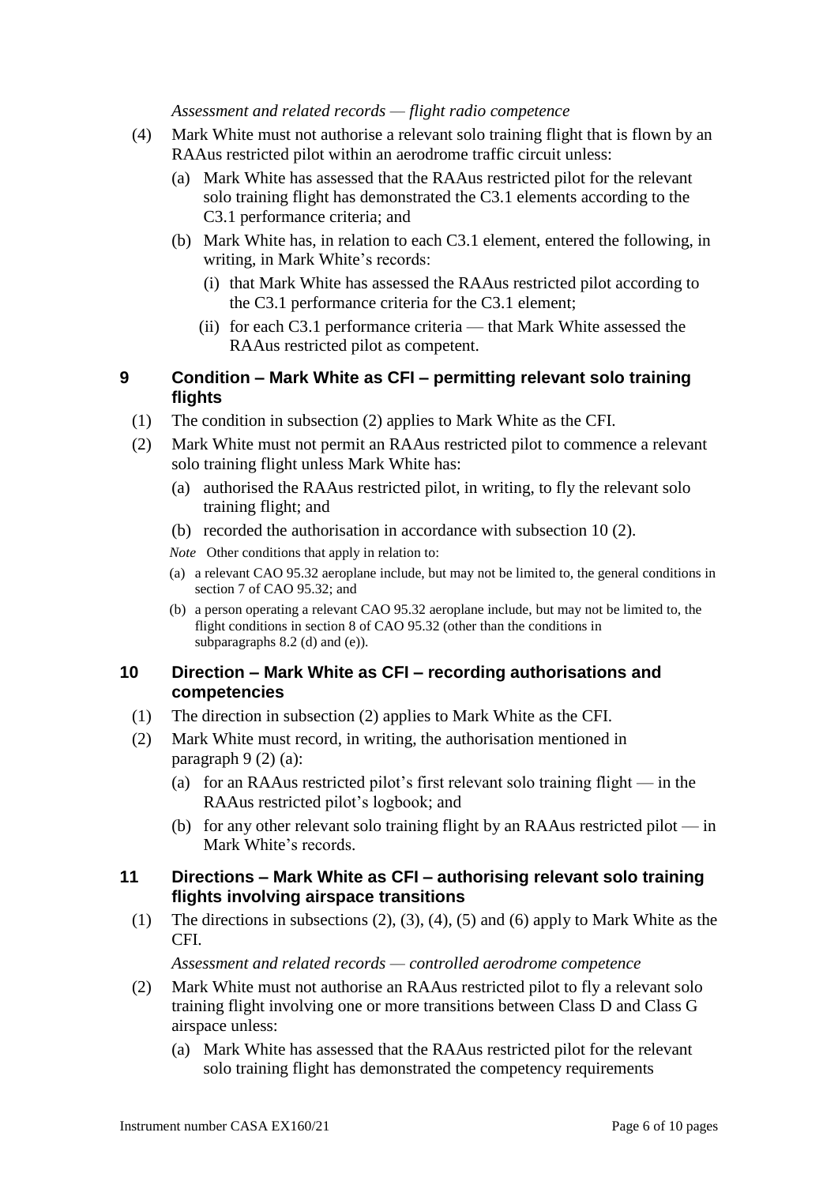*Assessment and related records — flight radio competence*

(4) Mark White must not authorise a relevant solo training flight that is flown by an RAAus restricted pilot within an aerodrome traffic circuit unless:

(a) Mark White has assessed that the RAAus restricted pilot for the relevant solo training flight has demonstrated the C3.1 elements according to the C3.1 performance criteria; and

(b) Mark White has, in relation to each C3.1 element, entered the following, in writing, in Mark White's records:

(i) that Mark White has assessed the RAAus restricted pilot according to the C3.1 performance criteria for the C3.1 element;

(ii) for each C3.1 performance criteria — that Mark White assessed the RAAus restricted pilot as competent.

## 9 Condition – Mark White as CFI – permitting relevant solo training flights

(1) The condition in subsection (2) applies to Mark White as the CFI.

(2) Mark White must not permit an RAAus restricted pilot to commence a relevant solo training flight unless Mark White has:

(a) authorised the RAAus restricted pilot, in writing, to fly the relevant solo training flight; and

(b) recorded the authorisation in accordance with subsection 10 (2).

*Note* Other conditions that apply in relation to:

(a) a relevant CAO 95.32 aeroplane include, but may not be limited to, the general conditions in section 7 of CAO 95.32; and

(b) a person operating a relevant CAO 95.32 aeroplane include, but may not be limited to, the flight conditions in section 8 of CAO 95.32 (other than the conditions in subparagraphs 8.2 (d) and (e)).

## 10 Direction – Mark White as CFI – recording authorisations and competencies

(1) The direction in subsection (2) applies to Mark White as the CFI.

(2) Mark White must record, in writing, the authorisation mentioned in paragraph 9 (2) (a):

(a) for an RAAus restricted pilot's first relevant solo training flight — in the RAAus restricted pilot's logbook; and

(b) for any other relevant solo training flight by an RAAus restricted pilot — in Mark White's records.

## 11 Directions – Mark White as CFI – authorising relevant solo training flights involving airspace transitions

(1) The directions in subsections (2), (3), (4), (5) and (6) apply to Mark White as the CFI.

*Assessment and related records — controlled aerodrome competence*

(2) Mark White must not authorise an RAAus restricted pilot to fly a relevant solo training flight involving one or more transitions between Class D and Class G airspace unless:

(a) Mark White has assessed that the RAAus restricted pilot for the relevant solo training flight has demonstrated the competency requirements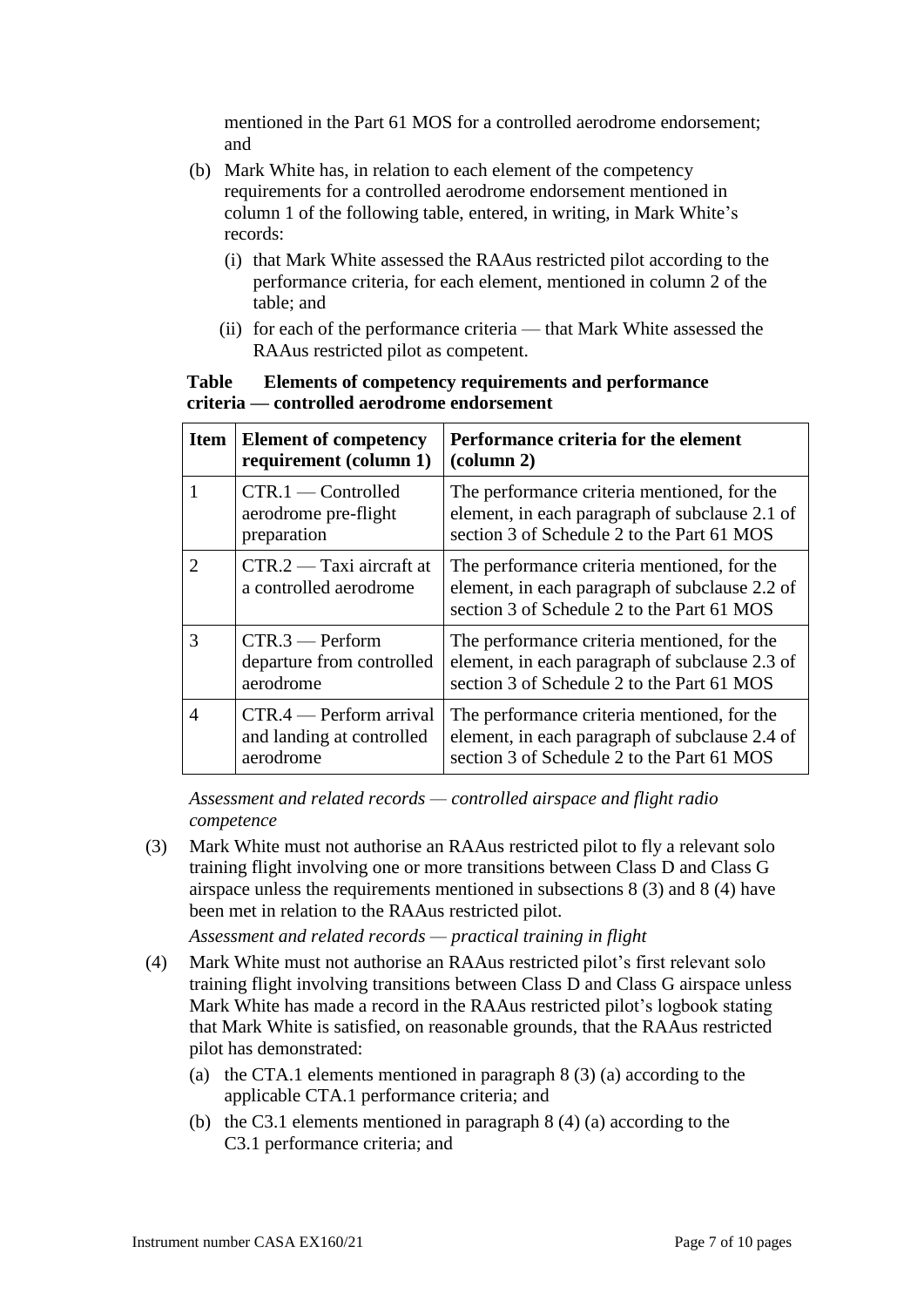mentioned in the Part 61 MOS for a controlled aerodrome endorsement; and

(b) Mark White has, in relation to each element of the competency requirements for a controlled aerodrome endorsement mentioned in column 1 of the following table, entered, in writing, in Mark White's records:

   (i) that Mark White assessed the RAAus restricted pilot according to the performance criteria, for each element, mentioned in column 2 of the table; and

   (ii) for each of the performance criteria — that Mark White assessed the RAAus restricted pilot as competent.

**Table Elements of competency requirements and performance criteria — controlled aerodrome endorsement**

| Item | Element of competency requirement (column 1) | Performance criteria for the element (column 2) |
|---|---|---|
| 1 | CTR.1 — Controlled aerodrome pre-flight preparation | The performance criteria mentioned, for the element, in each paragraph of subclause 2.1 of section 3 of Schedule 2 to the Part 61 MOS |
| 2 | CTR.2 — Taxi aircraft at a controlled aerodrome | The performance criteria mentioned, for the element, in each paragraph of subclause 2.2 of section 3 of Schedule 2 to the Part 61 MOS |
| 3 | CTR.3 — Perform departure from controlled aerodrome | The performance criteria mentioned, for the element, in each paragraph of subclause 2.3 of section 3 of Schedule 2 to the Part 61 MOS |
| 4 | CTR.4 — Perform arrival and landing at controlled aerodrome | The performance criteria mentioned, for the element, in each paragraph of subclause 2.4 of section 3 of Schedule 2 to the Part 61 MOS |

*Assessment and related records — controlled airspace and flight radio competence*

(3) Mark White must not authorise an RAAus restricted pilot to fly a relevant solo training flight involving one or more transitions between Class D and Class G airspace unless the requirements mentioned in subsections 8 (3) and 8 (4) have been met in relation to the RAAus restricted pilot.

*Assessment and related records — practical training in flight*

(4) Mark White must not authorise an RAAus restricted pilot's first relevant solo training flight involving transitions between Class D and Class G airspace unless Mark White has made a record in the RAAus restricted pilot's logbook stating that Mark White is satisfied, on reasonable grounds, that the RAAus restricted pilot has demonstrated:

   (a) the CTA.1 elements mentioned in paragraph 8 (3) (a) according to the applicable CTA.1 performance criteria; and

   (b) the C3.1 elements mentioned in paragraph 8 (4) (a) according to the C3.1 performance criteria; and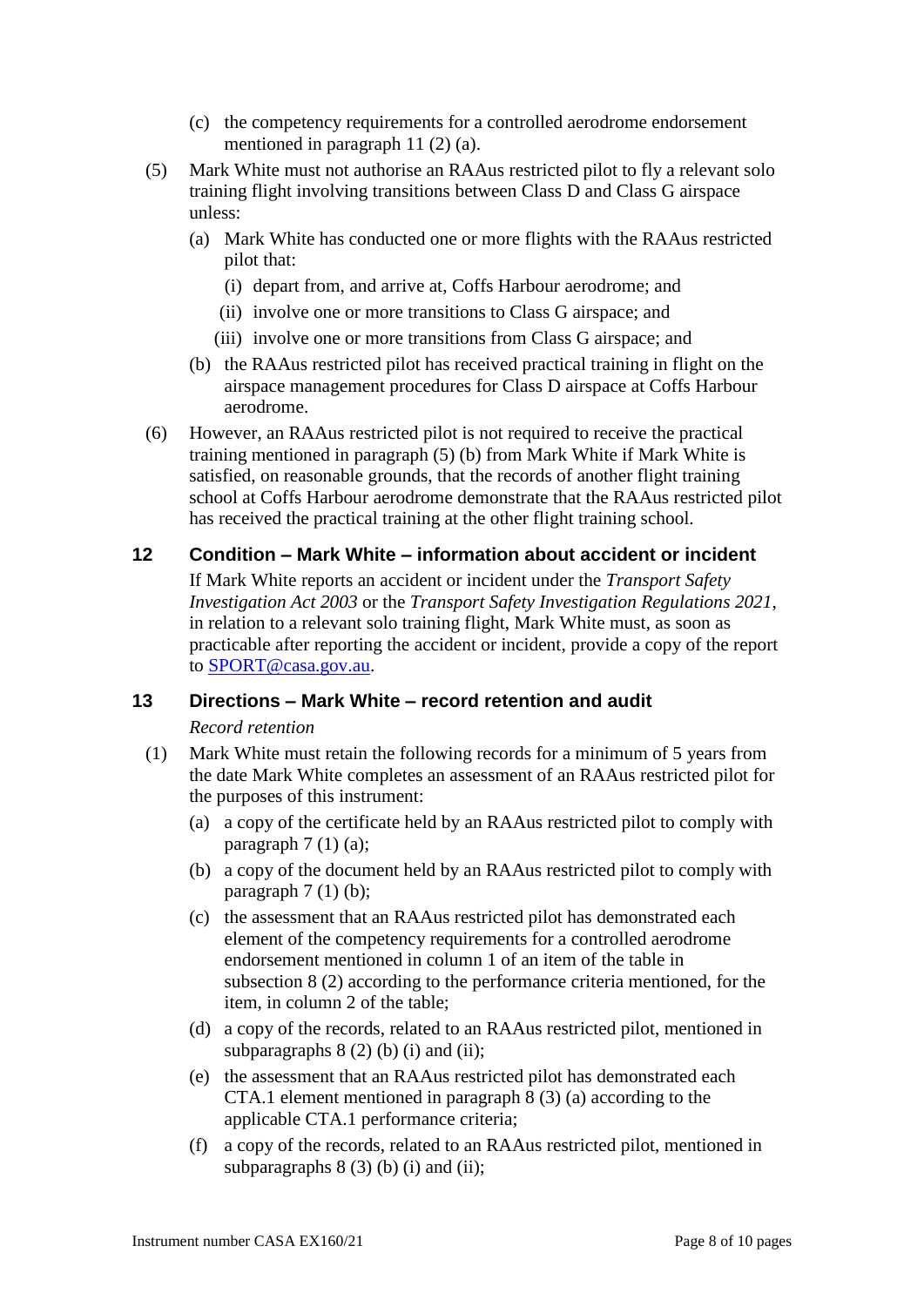(c) the competency requirements for a controlled aerodrome endorsement mentioned in paragraph 11 (2) (a).

(5) Mark White must not authorise an RAAus restricted pilot to fly a relevant solo training flight involving transitions between Class D and Class G airspace unless:

(a) Mark White has conducted one or more flights with the RAAus restricted pilot that:

(i) depart from, and arrive at, Coffs Harbour aerodrome; and

(ii) involve one or more transitions to Class G airspace; and

(iii) involve one or more transitions from Class G airspace; and

(b) the RAAus restricted pilot has received practical training in flight on the airspace management procedures for Class D airspace at Coffs Harbour aerodrome.

(6) However, an RAAus restricted pilot is not required to receive the practical training mentioned in paragraph (5) (b) from Mark White if Mark White is satisfied, on reasonable grounds, that the records of another flight training school at Coffs Harbour aerodrome demonstrate that the RAAus restricted pilot has received the practical training at the other flight training school.

## 12 Condition – Mark White – information about accident or incident

If Mark White reports an accident or incident under the *Transport Safety Investigation Act 2003* or the *Transport Safety Investigation Regulations 2021*, in relation to a relevant solo training flight, Mark White must, as soon as practicable after reporting the accident or incident, provide a copy of the report to SPORT@casa.gov.au.

## 13 Directions – Mark White – record retention and audit

*Record retention*

(1) Mark White must retain the following records for a minimum of 5 years from the date Mark White completes an assessment of an RAAus restricted pilot for the purposes of this instrument:

(a) a copy of the certificate held by an RAAus restricted pilot to comply with paragraph 7 (1) (a);

(b) a copy of the document held by an RAAus restricted pilot to comply with paragraph 7 (1) (b);

(c) the assessment that an RAAus restricted pilot has demonstrated each element of the competency requirements for a controlled aerodrome endorsement mentioned in column 1 of an item of the table in subsection 8 (2) according to the performance criteria mentioned, for the item, in column 2 of the table;

(d) a copy of the records, related to an RAAus restricted pilot, mentioned in subparagraphs 8 (2) (b) (i) and (ii);

(e) the assessment that an RAAus restricted pilot has demonstrated each CTA.1 element mentioned in paragraph 8 (3) (a) according to the applicable CTA.1 performance criteria;

(f) a copy of the records, related to an RAAus restricted pilot, mentioned in subparagraphs 8 (3) (b) (i) and (ii);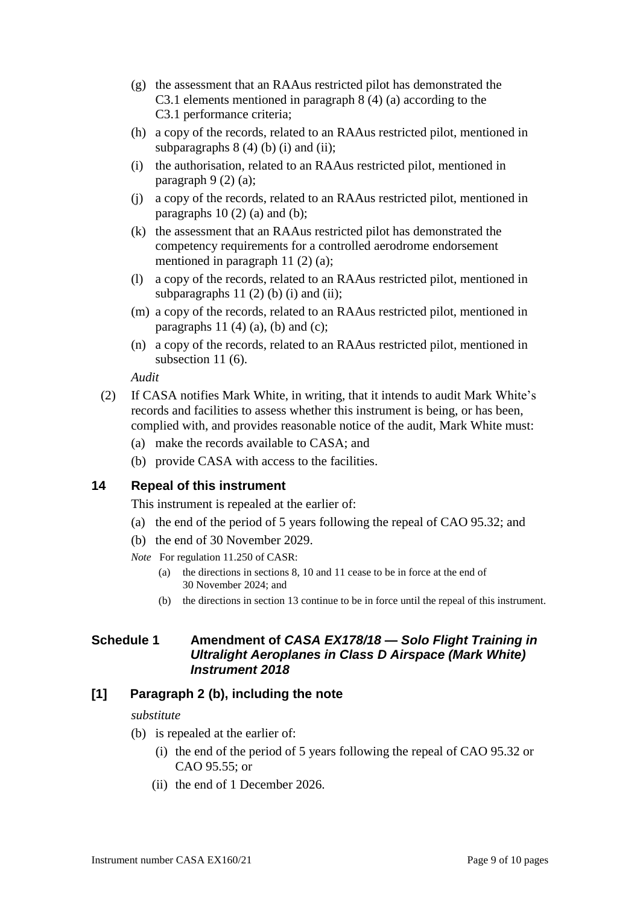(g) the assessment that an RAAus restricted pilot has demonstrated the C3.1 elements mentioned in paragraph 8 (4) (a) according to the C3.1 performance criteria;

(h) a copy of the records, related to an RAAus restricted pilot, mentioned in subparagraphs 8 (4) (b) (i) and (ii);

(i) the authorisation, related to an RAAus restricted pilot, mentioned in paragraph 9 (2) (a);

(j) a copy of the records, related to an RAAus restricted pilot, mentioned in paragraphs 10 (2) (a) and (b);

(k) the assessment that an RAAus restricted pilot has demonstrated the competency requirements for a controlled aerodrome endorsement mentioned in paragraph 11 (2) (a);

(l) a copy of the records, related to an RAAus restricted pilot, mentioned in subparagraphs 11 (2) (b) (i) and (ii);

(m) a copy of the records, related to an RAAus restricted pilot, mentioned in paragraphs 11 (4) (a), (b) and (c);

(n) a copy of the records, related to an RAAus restricted pilot, mentioned in subsection 11 (6).

*Audit*

(2) If CASA notifies Mark White, in writing, that it intends to audit Mark White's records and facilities to assess whether this instrument is being, or has been, complied with, and provides reasonable notice of the audit, Mark White must:

(a) make the records available to CASA; and

(b) provide CASA with access to the facilities.

## 14 Repeal of this instrument

This instrument is repealed at the earlier of:

(a) the end of the period of 5 years following the repeal of CAO 95.32; and

(b) the end of 30 November 2029.

*Note* For regulation 11.250 of CASR:

(a) the directions in sections 8, 10 and 11 cease to be in force at the end of 30 November 2024; and

(b) the directions in section 13 continue to be in force until the repeal of this instrument.

## Schedule 1 Amendment of *CASA EX178/18 — Solo Flight Training in Ultralight Aeroplanes in Class D Airspace (Mark White) Instrument 2018*

## [1] Paragraph 2 (b), including the note

*substitute*

(b) is repealed at the earlier of:

(i) the end of the period of 5 years following the repeal of CAO 95.32 or CAO 95.55; or

(ii) the end of 1 December 2026.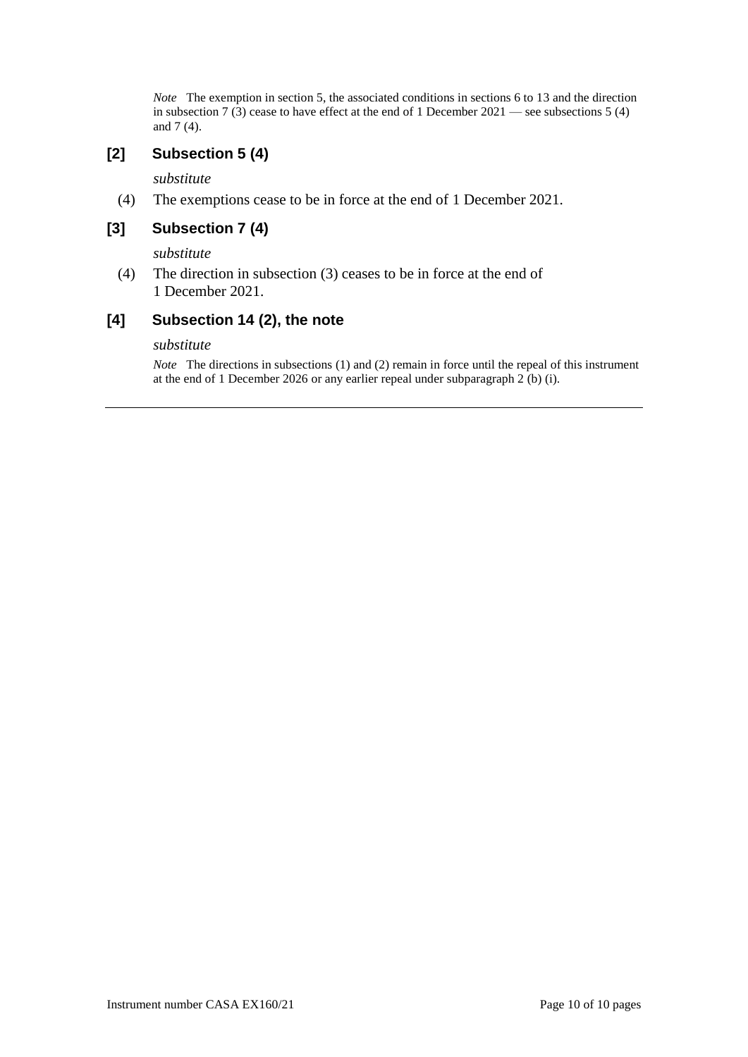*Note* The exemption in section 5, the associated conditions in sections 6 to 13 and the direction in subsection 7 (3) cease to have effect at the end of 1 December 2021 — see subsections 5 (4) and 7 (4).

## [2] Subsection 5 (4)

*substitute*

(4) The exemptions cease to be in force at the end of 1 December 2021.

## [3] Subsection 7 (4)

*substitute*

(4) The direction in subsection (3) ceases to be in force at the end of 1 December 2021.

## [4] Subsection 14 (2), the note

*substitute*

*Note* The directions in subsections (1) and (2) remain in force until the repeal of this instrument at the end of 1 December 2026 or any earlier repeal under subparagraph 2 (b) (i).